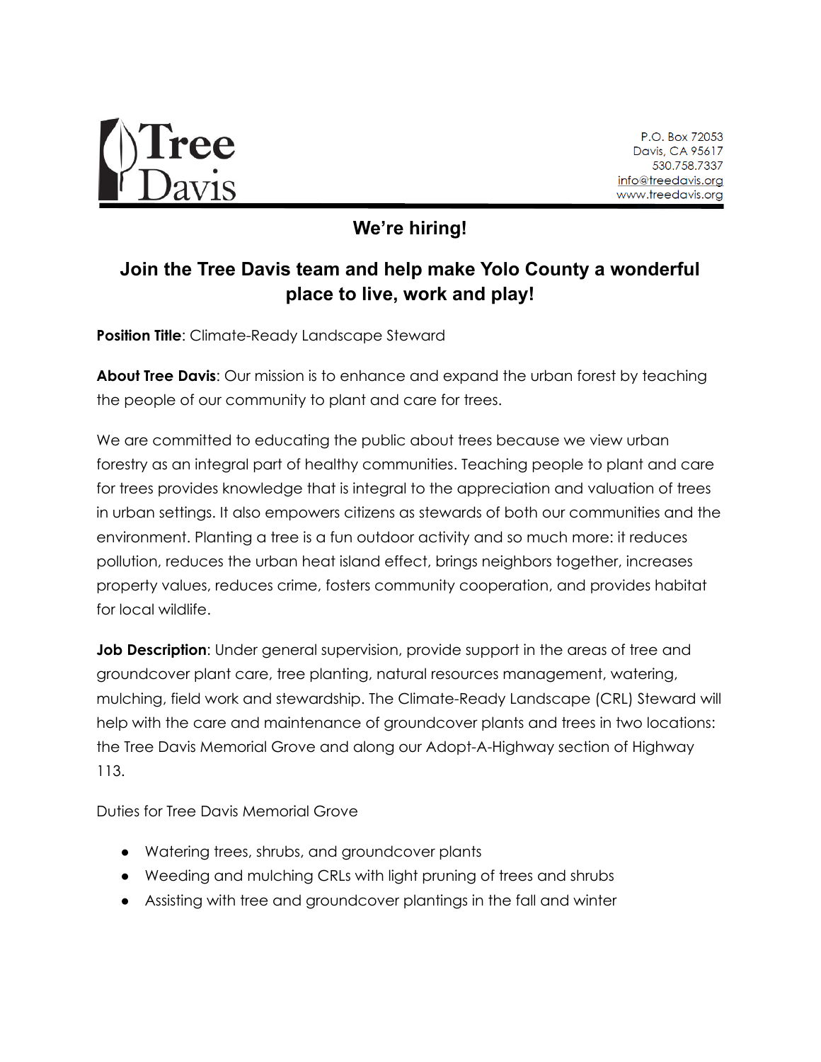Tree Davis

P.O. Box 72053
Davis, CA 95617
530.758.7337
info@treedavis.org
www.treedavis.org

## We're hiring!

## Join the Tree Davis team and help make Yolo County a wonderful place to live, work and play!

**Position Title**: Climate-Ready Landscape Steward

**About Tree Davis**: Our mission is to enhance and expand the urban forest by teaching the people of our community to plant and care for trees.

We are committed to educating the public about trees because we view urban forestry as an integral part of healthy communities. Teaching people to plant and care for trees provides knowledge that is integral to the appreciation and valuation of trees in urban settings. It also empowers citizens as stewards of both our communities and the environment. Planting a tree is a fun outdoor activity and so much more: it reduces pollution, reduces the urban heat island effect, brings neighbors together, increases property values, reduces crime, fosters community cooperation, and provides habitat for local wildlife.

**Job Description**: Under general supervision, provide support in the areas of tree and groundcover plant care, tree planting, natural resources management, watering, mulching, field work and stewardship. The Climate-Ready Landscape (CRL) Steward will help with the care and maintenance of groundcover plants and trees in two locations: the Tree Davis Memorial Grove and along our Adopt-A-Highway section of Highway 113.

Duties for Tree Davis Memorial Grove

- Watering trees, shrubs, and groundcover plants
- Weeding and mulching CRLs with light pruning of trees and shrubs
- Assisting with tree and groundcover plantings in the fall and winter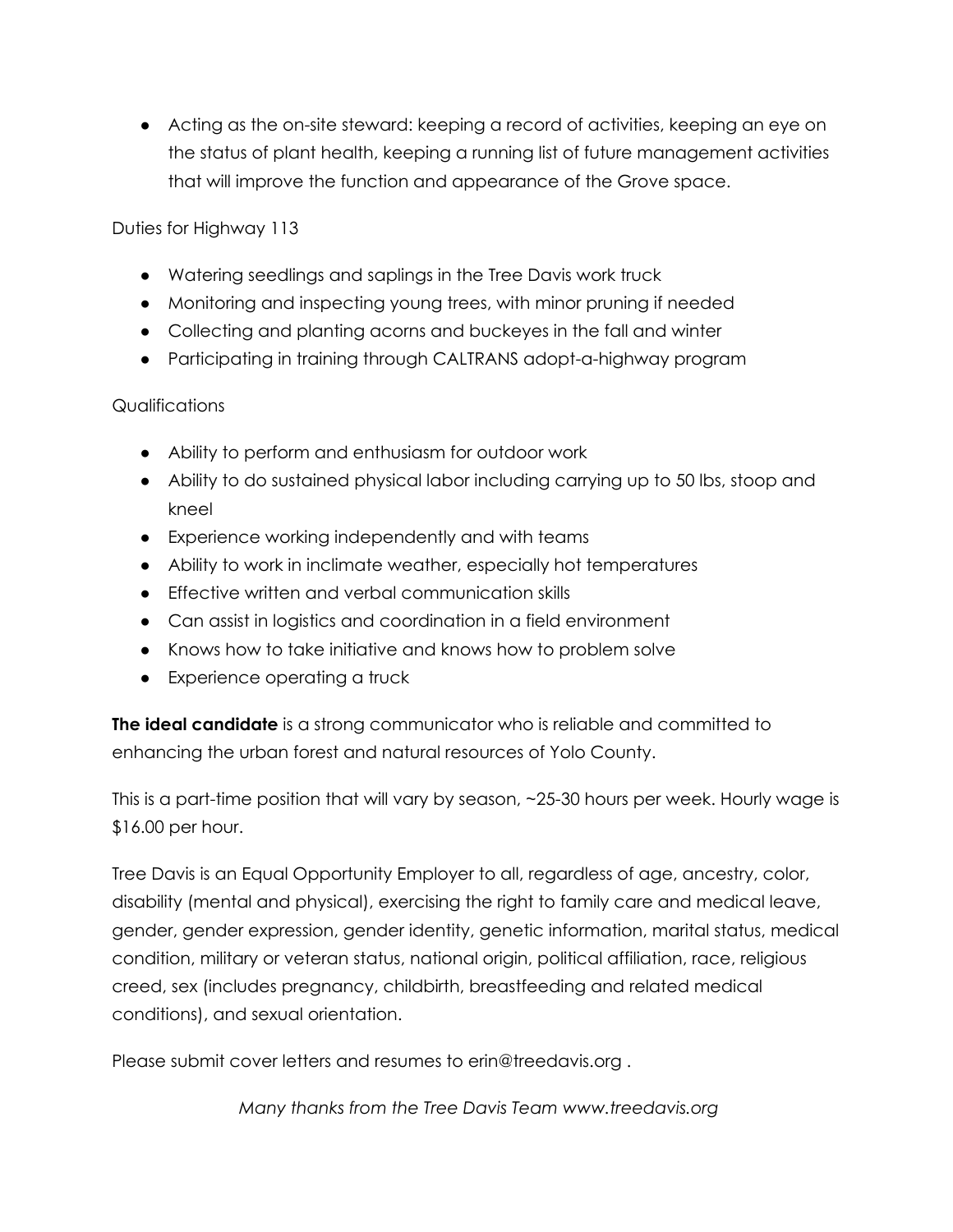- Acting as the on-site steward: keeping a record of activities, keeping an eye on the status of plant health, keeping a running list of future management activities that will improve the function and appearance of the Grove space.

Duties for Highway 113

- Watering seedlings and saplings in the Tree Davis work truck
- Monitoring and inspecting young trees, with minor pruning if needed
- Collecting and planting acorns and buckeyes in the fall and winter
- Participating in training through CALTRANS adopt-a-highway program

Qualifications

- Ability to perform and enthusiasm for outdoor work
- Ability to do sustained physical labor including carrying up to 50 lbs, stoop and kneel
- Experience working independently and with teams
- Ability to work in inclimate weather, especially hot temperatures
- Effective written and verbal communication skills
- Can assist in logistics and coordination in a field environment
- Knows how to take initiative and knows how to problem solve
- Experience operating a truck

**The ideal candidate** is a strong communicator who is reliable and committed to enhancing the urban forest and natural resources of Yolo County.

This is a part-time position that will vary by season, ~25-30 hours per week. Hourly wage is $16.00 per hour.

Tree Davis is an Equal Opportunity Employer to all, regardless of age, ancestry, color, disability (mental and physical), exercising the right to family care and medical leave, gender, gender expression, gender identity, genetic information, marital status, medical condition, military or veteran status, national origin, political affiliation, race, religious creed, sex (includes pregnancy, childbirth, breastfeeding and related medical conditions), and sexual orientation.

Please submit cover letters and resumes to erin@treedavis.org .

*Many thanks from the Tree Davis Team www.treedavis.org*